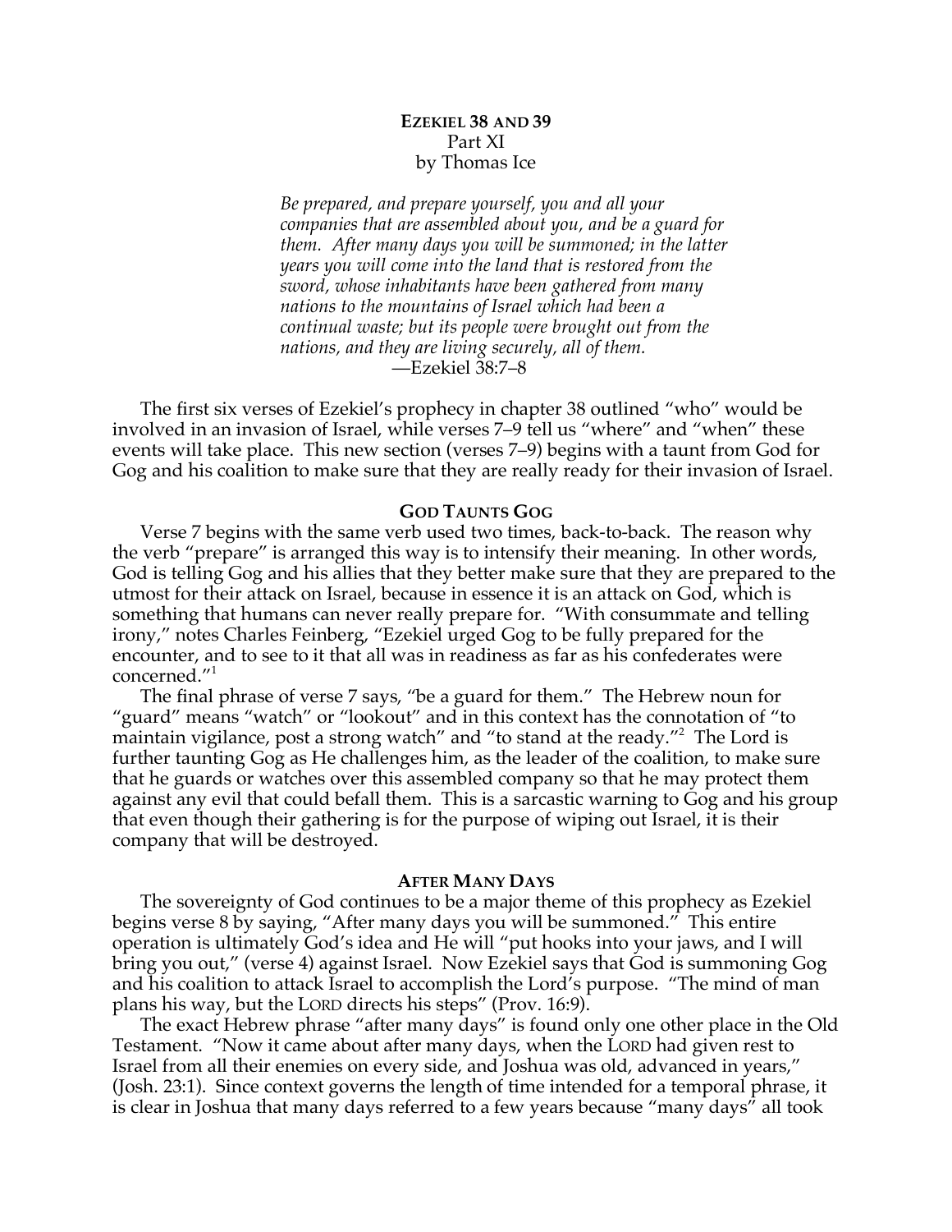# EZEKIEL 38 AND 39

Part XI

by Thomas Ice

> *Be prepared, and prepare yourself, you and all your companies that are assembled about you, and be a guard for them. After many days you will be summoned; in the latter years you will come into the land that is restored from the sword, whose inhabitants have been gathered from many nations to the mountains of Israel which had been a continual waste; but its people were brought out from the nations, and they are living securely, all of them.*
>
> —Ezekiel 38:7–8

The first six verses of Ezekiel's prophecy in chapter 38 outlined "who" would be involved in an invasion of Israel, while verses 7–9 tell us "where" and "when" these events will take place. This new section (verses 7–9) begins with a taunt from God for Gog and his coalition to make sure that they are really ready for their invasion of Israel.

## GOD TAUNTS GOG

Verse 7 begins with the same verb used two times, back-to-back. The reason why the verb "prepare" is arranged this way is to intensify their meaning. In other words, God is telling Gog and his allies that they better make sure that they are prepared to the utmost for their attack on Israel, because in essence it is an attack on God, which is something that humans can never really prepare for. "With consummate and telling irony," notes Charles Feinberg, "Ezekiel urged Gog to be fully prepared for the encounter, and to see to it that all was in readiness as far as his confederates were concerned."[1]

The final phrase of verse 7 says, "be a guard for them." The Hebrew noun for "guard" means "watch" or "lookout" and in this context has the connotation of "to maintain vigilance, post a strong watch" and "to stand at the ready."[2] The Lord is further taunting Gog as He challenges him, as the leader of the coalition, to make sure that he guards or watches over this assembled company so that he may protect them against any evil that could befall them. This is a sarcastic warning to Gog and his group that even though their gathering is for the purpose of wiping out Israel, it is their company that will be destroyed.

## AFTER MANY DAYS

The sovereignty of God continues to be a major theme of this prophecy as Ezekiel begins verse 8 by saying, "After many days you will be summoned." This entire operation is ultimately God's idea and He will "put hooks into your jaws, and I will bring you out," (verse 4) against Israel. Now Ezekiel says that God is summoning Gog and his coalition to attack Israel to accomplish the Lord's purpose. "The mind of man plans his way, but the LORD directs his steps" (Prov. 16:9).

The exact Hebrew phrase "after many days" is found only one other place in the Old Testament. "Now it came about after many days, when the LORD had given rest to Israel from all their enemies on every side, and Joshua was old, advanced in years," (Josh. 23:1). Since context governs the length of time intended for a temporal phrase, it is clear in Joshua that many days referred to a few years because "many days" all took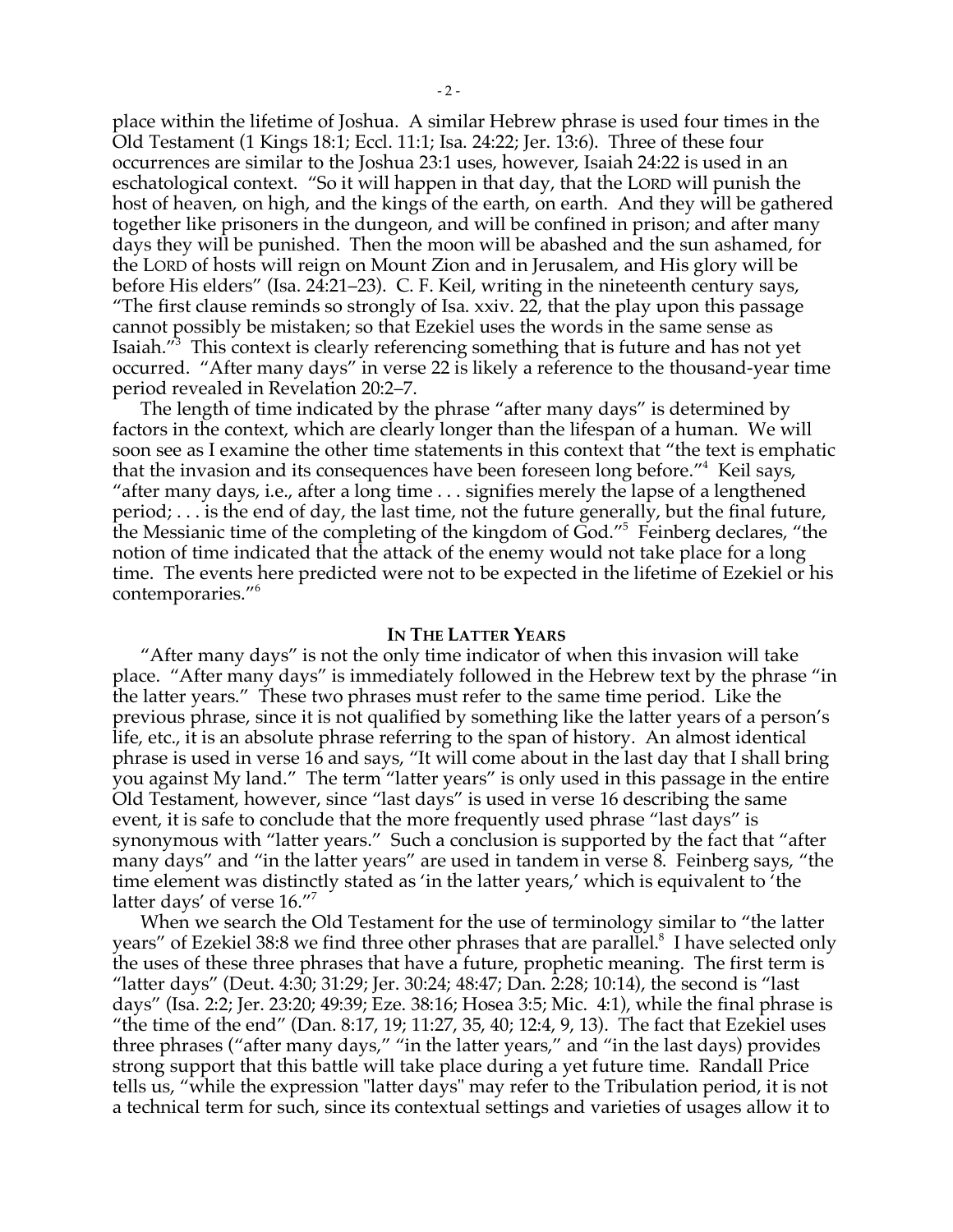place within the lifetime of Joshua. A similar Hebrew phrase is used four times in the Old Testament (1 Kings 18:1; Eccl. 11:1; Isa. 24:22; Jer. 13:6). Three of these four occurrences are similar to the Joshua 23:1 uses, however, Isaiah 24:22 is used in an eschatological context. "So it will happen in that day, that the LORD will punish the host of heaven, on high, and the kings of the earth, on earth. And they will be gathered together like prisoners in the dungeon, and will be confined in prison; and after many days they will be punished. Then the moon will be abashed and the sun ashamed, for the LORD of hosts will reign on Mount Zion and in Jerusalem, and His glory will be before His elders" (Isa. 24:21–23). C. F. Keil, writing in the nineteenth century says, "The first clause reminds so strongly of Isa. xxiv. 22, that the play upon this passage cannot possibly be mistaken; so that Ezekiel uses the words in the same sense as Isaiah."[3] This context is clearly referencing something that is future and has not yet occurred. "After many days" in verse 22 is likely a reference to the thousand-year time period revealed in Revelation 20:2–7.

The length of time indicated by the phrase "after many days" is determined by factors in the context, which are clearly longer than the lifespan of a human. We will soon see as I examine the other time statements in this context that "the text is emphatic that the invasion and its consequences have been foreseen long before."[4] Keil says, "after many days, i.e., after a long time . . . signifies merely the lapse of a lengthened period; . . . is the end of day, the last time, not the future generally, but the final future, the Messianic time of the completing of the kingdom of God."[5] Feinberg declares, "the notion of time indicated that the attack of the enemy would not take place for a long time. The events here predicted were not to be expected in the lifetime of Ezekiel or his contemporaries."[6]

## IN THE LATTER YEARS

"After many days" is not the only time indicator of when this invasion will take place. "After many days" is immediately followed in the Hebrew text by the phrase "in the latter years." These two phrases must refer to the same time period. Like the previous phrase, since it is not qualified by something like the latter years of a person's life, etc., it is an absolute phrase referring to the span of history. An almost identical phrase is used in verse 16 and says, "It will come about in the last day that I shall bring you against My land." The term "latter years" is only used in this passage in the entire Old Testament, however, since "last days" is used in verse 16 describing the same event, it is safe to conclude that the more frequently used phrase "last days" is synonymous with "latter years." Such a conclusion is supported by the fact that "after many days" and "in the latter years" are used in tandem in verse 8. Feinberg says, "the time element was distinctly stated as 'in the latter years,' which is equivalent to 'the latter days' of verse 16."[7]

When we search the Old Testament for the use of terminology similar to "the latter years" of Ezekiel 38:8 we find three other phrases that are parallel.[8] I have selected only the uses of these three phrases that have a future, prophetic meaning. The first term is "latter days" (Deut. 4:30; 31:29; Jer. 30:24; 48:47; Dan. 2:28; 10:14), the second is "last days" (Isa. 2:2; Jer. 23:20; 49:39; Eze. 38:16; Hosea 3:5; Mic. 4:1), while the final phrase is "the time of the end" (Dan. 8:17, 19; 11:27, 35, 40; 12:4, 9, 13). The fact that Ezekiel uses three phrases ("after many days," "in the latter years," and "in the last days) provides strong support that this battle will take place during a yet future time. Randall Price tells us, "while the expression "latter days" may refer to the Tribulation period, it is not a technical term for such, since its contextual settings and varieties of usages allow it to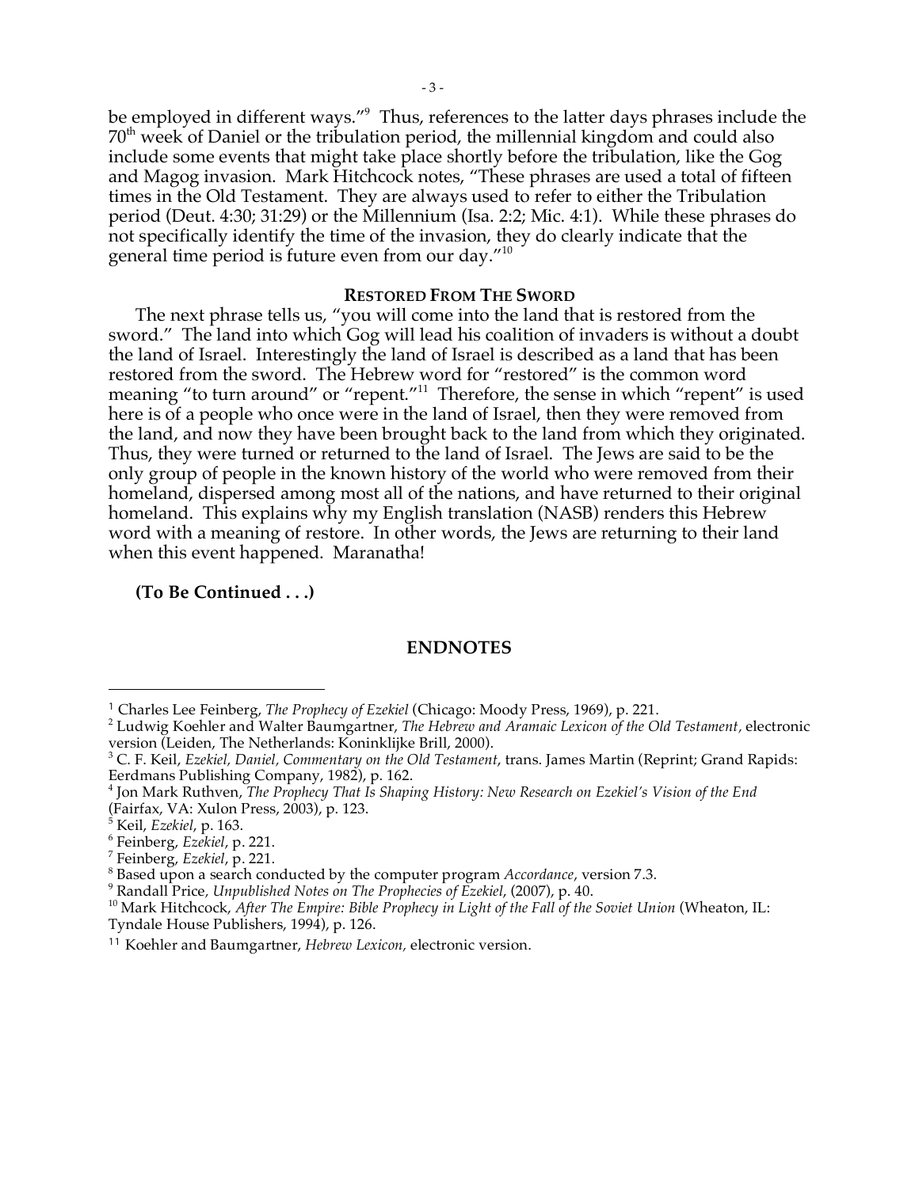be employed in different ways."[9] Thus, references to the latter days phrases include the 70th week of Daniel or the tribulation period, the millennial kingdom and could also include some events that might take place shortly before the tribulation, like the Gog and Magog invasion. Mark Hitchcock notes, "These phrases are used a total of fifteen times in the Old Testament. They are always used to refer to either the Tribulation period (Deut. 4:30; 31:29) or the Millennium (Isa. 2:2; Mic. 4:1). While these phrases do not specifically identify the time of the invasion, they do clearly indicate that the general time period is future even from our day."[10]

### Restored From The Sword

The next phrase tells us, "you will come into the land that is restored from the sword." The land into which Gog will lead his coalition of invaders is without a doubt the land of Israel. Interestingly the land of Israel is described as a land that has been restored from the sword. The Hebrew word for "restored" is the common word meaning "to turn around" or "repent."[11] Therefore, the sense in which "repent" is used here is of a people who once were in the land of Israel, then they were removed from the land, and now they have been brought back to the land from which they originated. Thus, they were turned or returned to the land of Israel. The Jews are said to be the only group of people in the known history of the world who were removed from their homeland, dispersed among most all of the nations, and have returned to their original homeland. This explains why my English translation (NASB) renders this Hebrew word with a meaning of restore. In other words, the Jews are returning to their land when this event happened. Maranatha!

**(To Be Continued . . .)**

## ENDNOTES

[1] Charles Lee Feinberg, *The Prophecy of Ezekiel* (Chicago: Moody Press, 1969), p. 221.
[2] Ludwig Koehler and Walter Baumgartner, *The Hebrew and Aramaic Lexicon of the Old Testament*, electronic version (Leiden, The Netherlands: Koninklijke Brill, 2000).
[3] C. F. Keil, *Ezekiel, Daniel, Commentary on the Old Testament*, trans. James Martin (Reprint; Grand Rapids: Eerdmans Publishing Company, 1982), p. 162.
[4] Jon Mark Ruthven, *The Prophecy That Is Shaping History: New Research on Ezekiel's Vision of the End* (Fairfax, VA: Xulon Press, 2003), p. 123.
[5] Keil, *Ezekiel*, p. 163.
[6] Feinberg, *Ezekiel*, p. 221.
[7] Feinberg, *Ezekiel*, p. 221.
[8] Based upon a search conducted by the computer program *Accordance*, version 7.3.
[9] Randall Price, *Unpublished Notes on The Prophecies of Ezekiel*, (2007), p. 40.
[10] Mark Hitchcock, *After The Empire: Bible Prophecy in Light of the Fall of the Soviet Union* (Wheaton, IL: Tyndale House Publishers, 1994), p. 126.
[11] Koehler and Baumgartner, *Hebrew Lexicon*, electronic version.